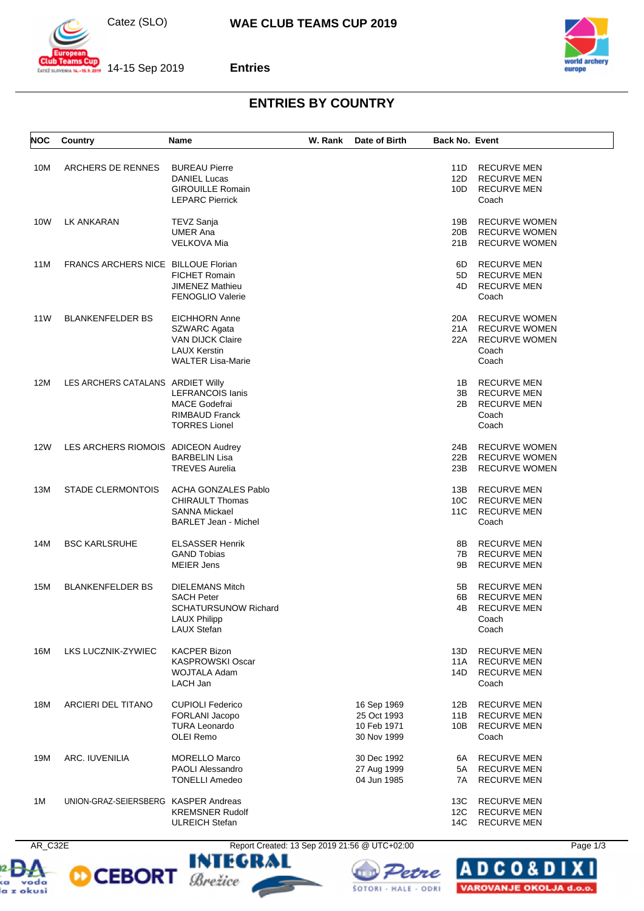Catez (SLO) — **WAE CLUB TEAMS CUP 2019**

14-15 Sep 2019 — **Entries**

# ENTRIES BY COUNTRY

| NOC | Country | Name | W. Rank | Date of Birth | Back No. | Event |
|---|---|---|---|---|---|---|
| 10M | ARCHERS DE RENNES | BUREAU Pierre | | | 11D | RECURVE MEN |
| | | DANIEL Lucas | | | 12D | RECURVE MEN |
| | | GIROUILLE Romain | | | 10D | RECURVE MEN |
| | | LEPARC Pierrick | | | | Coach |
| 10W | LK ANKARAN | TEVZ Sanja | | | 19B | RECURVE WOMEN |
| | | UMER Ana | | | 20B | RECURVE WOMEN |
| | | VELKOVA Mia | | | 21B | RECURVE WOMEN |
| 11M | FRANCS ARCHERS NICE | BILLOUE Florian | | | 6D | RECURVE MEN |
| | | FICHET Romain | | | 5D | RECURVE MEN |
| | | JIMENEZ Mathieu | | | 4D | RECURVE MEN |
| | | FENOGLIO Valerie | | | | Coach |
| 11W | BLANKENFELDER BS | EICHHORN Anne | | | 20A | RECURVE WOMEN |
| | | SZWARC Agata | | | 21A | RECURVE WOMEN |
| | | VAN DIJCK Claire | | | 22A | RECURVE WOMEN |
| | | LAUX Kerstin | | | | Coach |
| | | WALTER Lisa-Marie | | | | Coach |
| 12M | LES ARCHERS CATALANS | ARDIET Willy | | | 1B | RECURVE MEN |
| | | LEFRANCOIS Ianis | | | 3B | RECURVE MEN |
| | | MACE Godefrai | | | 2B | RECURVE MEN |
| | | RIMBAUD Franck | | | | Coach |
| | | TORRES Lionel | | | | Coach |
| 12W | LES ARCHERS RIOMOIS | ADICEON Audrey | | | 24B | RECURVE WOMEN |
| | | BARBELIN Lisa | | | 22B | RECURVE WOMEN |
| | | TREVES Aurelia | | | 23B | RECURVE WOMEN |
| 13M | STADE CLERMONTOIS | ACHA GONZALES Pablo | | | 13B | RECURVE MEN |
| | | CHIRAULT Thomas | | | 10C | RECURVE MEN |
| | | SANNA Mickael | | | 11C | RECURVE MEN |
| | | BARLET Jean - Michel | | | | Coach |
| 14M | BSC KARLSRUHE | ELSASSER Henrik | | | 8B | RECURVE MEN |
| | | GAND Tobias | | | 7B | RECURVE MEN |
| | | MEIER Jens | | | 9B | RECURVE MEN |
| 15M | BLANKENFELDER BS | DIELEMANS Mitch | | | 5B | RECURVE MEN |
| | | SACH Peter | | | 6B | RECURVE MEN |
| | | SCHATURSUNOW Richard | | | 4B | RECURVE MEN |
| | | LAUX Philipp | | | | Coach |
| | | LAUX Stefan | | | | Coach |
| 16M | LKS LUCZNIK-ZYWIEC | KACPER Bizon | | | 13D | RECURVE MEN |
| | | KASPROWSKI Oscar | | | 11A | RECURVE MEN |
| | | WOJTALA Adam | | | 14D | RECURVE MEN |
| | | LACH Jan | | | | Coach |
| 18M | ARCIERI DEL TITANO | CUPIOLI Federico | | 16 Sep 1969 | 12B | RECURVE MEN |
| | | FORLANI Jacopo | | 25 Oct 1993 | 11B | RECURVE MEN |
| | | TURA Leonardo | | 10 Feb 1971 | 10B | RECURVE MEN |
| | | OLEI Remo | | 30 Nov 1999 | | Coach |
| 19M | ARC. IUVENILIA | MORELLO Marco | | 30 Dec 1992 | 6A | RECURVE MEN |
| | | PAOLI Alessandro | | 27 Aug 1999 | 5A | RECURVE MEN |
| | | TONELLI Amedeo | | 04 Jun 1985 | 7A | RECURVE MEN |
| 1M | UNION-GRAZ-SEIERSBERG | KASPER Andreas | | | 13C | RECURVE MEN |
| | | KREMSNER Rudolf | | | 12C | RECURVE MEN |
| | | ULREICH Stefan | | | 14C | RECURVE MEN |

AR_C32E — Report Created: 13 Sep 2019 21:56 @ UTC+02:00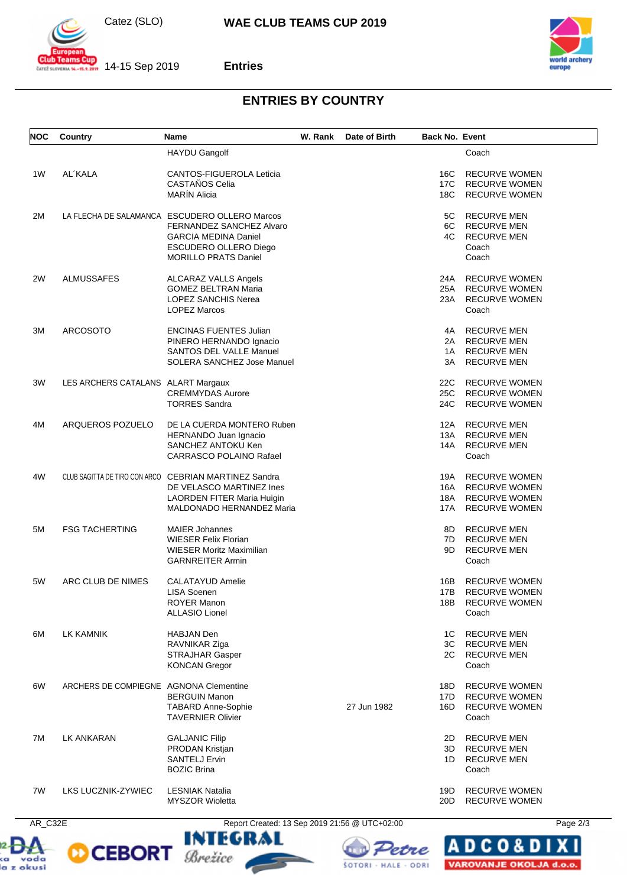# WAE CLUB TEAMS CUP 2019

Catez (SLO)

14-15 Sep 2019

**Entries**

## ENTRIES BY COUNTRY

| NOC | Country | Name | W. Rank | Date of Birth | Back No. | Event |
|---|---|---|---|---|---|---|
| | | HAYDU Gangolf | | | | Coach |
| 1W | AL´KALA | CANTOS-FIGUEROLA Leticia | | | 16C | RECURVE WOMEN |
| | | CASTAÑOS Celia | | | 17C | RECURVE WOMEN |
| | | MARÍN Alicia | | | 18C | RECURVE WOMEN |
| 2M | LA FLECHA DE SALAMANCA | ESCUDERO OLLERO Marcos | | | 5C | RECURVE MEN |
| | | FERNANDEZ SANCHEZ Alvaro | | | 6C | RECURVE MEN |
| | | GARCIA MEDINA Daniel | | | 4C | RECURVE MEN |
| | | ESCUDERO OLLERO Diego | | | | Coach |
| | | MORILLO PRATS Daniel | | | | Coach |
| 2W | ALMUSSAFES | ALCARAZ VALLS Angels | | | 24A | RECURVE WOMEN |
| | | GOMEZ BELTRAN Maria | | | 25A | RECURVE WOMEN |
| | | LOPEZ SANCHIS Nerea | | | 23A | RECURVE WOMEN |
| | | LOPEZ Marcos | | | | Coach |
| 3M | ARCOSOTO | ENCINAS FUENTES Julian | | | 4A | RECURVE MEN |
| | | PINERO HERNANDO Ignacio | | | 2A | RECURVE MEN |
| | | SANTOS DEL VALLE Manuel | | | 1A | RECURVE MEN |
| | | SOLERA SANCHEZ Jose Manuel | | | 3A | RECURVE MEN |
| 3W | LES ARCHERS CATALANS | ALART Margaux | | | 22C | RECURVE WOMEN |
| | | CREMMYDAS Aurore | | | 25C | RECURVE WOMEN |
| | | TORRES Sandra | | | 24C | RECURVE WOMEN |
| 4M | ARQUEROS POZUELO | DE LA CUERDA MONTERO Ruben | | | 12A | RECURVE MEN |
| | | HERNANDO Juan Ignacio | | | 13A | RECURVE MEN |
| | | SANCHEZ ANTOKU Ken | | | 14A | RECURVE MEN |
| | | CARRASCO POLAINO Rafael | | | | Coach |
| 4W | CLUB SAGITTA DE TIRO CON ARCO | CEBRIAN MARTINEZ Sandra | | | 19A | RECURVE WOMEN |
| | | DE VELASCO MARTINEZ Ines | | | 16A | RECURVE WOMEN |
| | | LAORDEN FITER Maria Huigin | | | 18A | RECURVE WOMEN |
| | | MALDONADO HERNANDEZ Maria | | | 17A | RECURVE WOMEN |
| 5M | FSG TACHERTING | MAIER Johannes | | | 8D | RECURVE MEN |
| | | WIESER Felix Florian | | | 7D | RECURVE MEN |
| | | WIESER Moritz Maximilian | | | 9D | RECURVE MEN |
| | | GARNREITER Armin | | | | Coach |
| 5W | ARC CLUB DE NIMES | CALATAYUD Amelie | | | 16B | RECURVE WOMEN |
| | | LISA Soenen | | | 17B | RECURVE WOMEN |
| | | ROYER Manon | | | 18B | RECURVE WOMEN |
| | | ALLASIO Lionel | | | | Coach |
| 6M | LK KAMNIK | HABJAN Den | | | 1C | RECURVE MEN |
| | | RAVNIKAR Ziga | | | 3C | RECURVE MEN |
| | | STRAJHAR Gasper | | | 2C | RECURVE MEN |
| | | KONCAN Gregor | | | | Coach |
| 6W | ARCHERS DE COMPIEGNE | AGNONA Clementine | | | 18D | RECURVE WOMEN |
| | | BERGUIN Manon | | | 17D | RECURVE WOMEN |
| | | TABARD Anne-Sophie | | 27 Jun 1982 | 16D | RECURVE WOMEN |
| | | TAVERNIER Olivier | | | | Coach |
| 7M | LK ANKARAN | GALJANIC Filip | | | 2D | RECURVE MEN |
| | | PRODAN Kristjan | | | 3D | RECURVE MEN |
| | | SANTELJ Ervin | | | 1D | RECURVE MEN |
| | | BOZIC Brina | | | | Coach |
| 7W | LKS LUCZNIK-ZYWIEC | LESNIAK Natalia | | | 19D | RECURVE WOMEN |
| | | MYSZOR Wioletta | | | 20D | RECURVE WOMEN |

AR_C32E — Report Created: 13 Sep 2019 21:56 @ UTC+02:00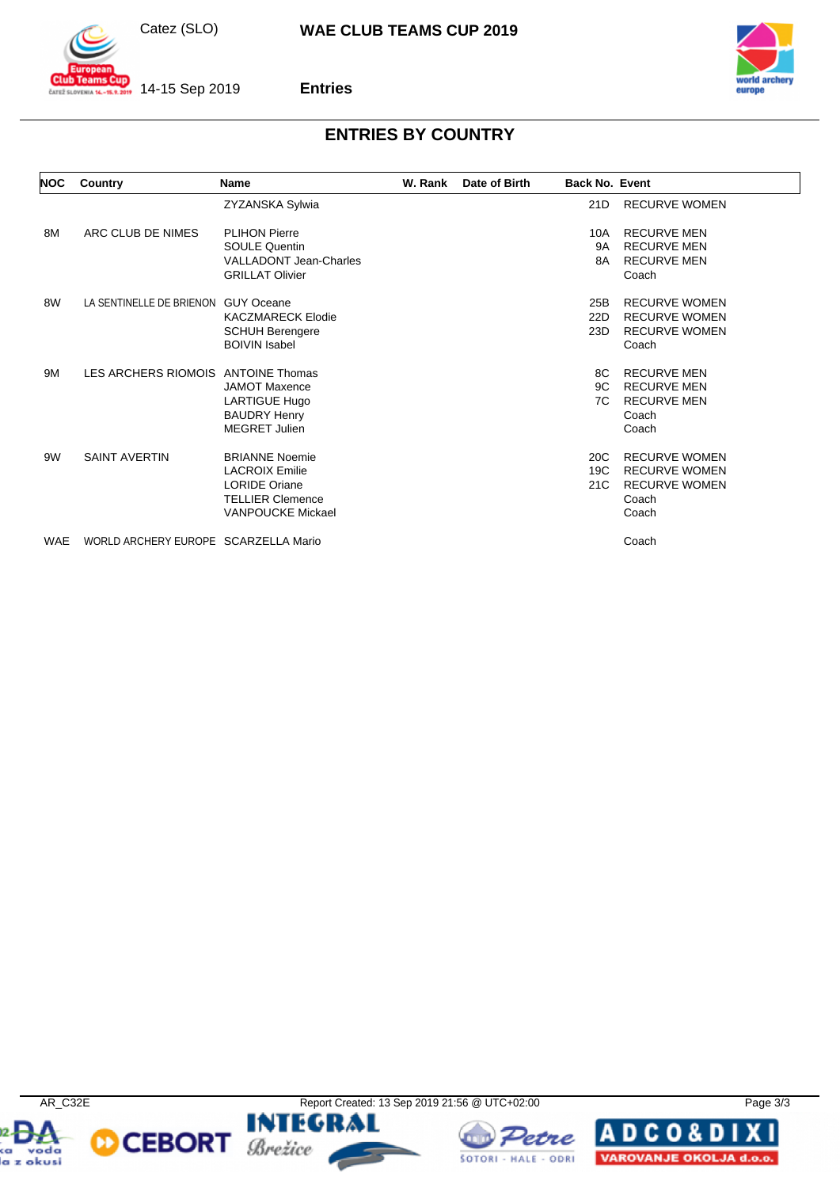## ENTRIES BY COUNTRY

| NOC | Country | Name | W. Rank | Date of Birth | Back No. | Event |
|---|---|---|---|---|---|---|
| | | ZYZANSKA Sylwia | | | 21D | RECURVE WOMEN |
| 8M | ARC CLUB DE NIMES | PLIHON Pierre | | | 10A | RECURVE MEN |
| | | SOULE Quentin | | | 9A | RECURVE MEN |
| | | VALLADONT Jean-Charles | | | 8A | RECURVE MEN |
| | | GRILLAT Olivier | | | | Coach |
| 8W | LA SENTINELLE DE BRIENON | GUY Oceane | | | 25B | RECURVE WOMEN |
| | | KACZMARECK Elodie | | | 22D | RECURVE WOMEN |
| | | SCHUH Berengere | | | 23D | RECURVE WOMEN |
| | | BOIVIN Isabel | | | | Coach |
| 9M | LES ARCHERS RIOMOIS | ANTOINE Thomas | | | 8C | RECURVE MEN |
| | | JAMOT Maxence | | | 9C | RECURVE MEN |
| | | LARTIGUE Hugo | | | 7C | RECURVE MEN |
| | | BAUDRY Henry | | | | Coach |
| | | MEGRET Julien | | | | Coach |
| 9W | SAINT AVERTIN | BRIANNE Noemie | | | 20C | RECURVE WOMEN |
| | | LACROIX Emilie | | | 19C | RECURVE WOMEN |
| | | LORIDE Oriane | | | 21C | RECURVE WOMEN |
| | | TELLIER Clemence | | | | Coach |
| | | VANPOUCKE Mickael | | | | Coach |
| WAE | WORLD ARCHERY EUROPE | SCARZELLA Mario | | | | Coach |

AR_C32E Report Created: 13 Sep 2019 21:56 @ UTC+02:00